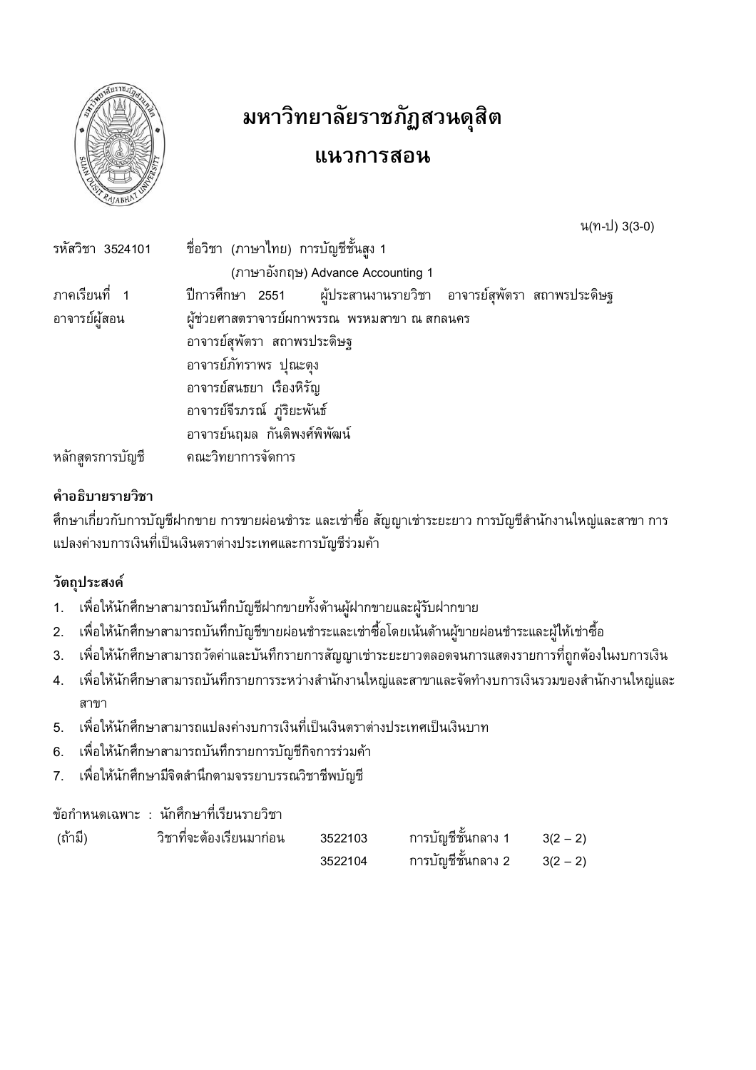# มหาวิทยาลัยราชภัฏสวนดุสิต

# แนวการสอน

น(ท-ป) 3(3-0)

รหัสวิชา 3524101 ชื่อวิชา (ภาษาไทย) การบัญชีชั้นสูง 1

(ภาษาอังกฤษ) Advance Accounting 1

ภาคเรียนที่ 1 ปีการศึกษา 2551 ผู้ประสานงานรายวิชา อาจารย์สุพัตรา สถาพรประดิษฐ

อาจารย์ผู้สอน ผู้ช่วยศาสตราจารย์ผกาพรรณ พรหมสาขา ณ สกลนคร

อาจารย์สุพัตรา สถาพรประดิษฐ

อาจารย์ภัทราพร ปุณะตุง

อาจารย์สนธยา เรืองหิรัญ

อาจารย์จีรภรณ์ ภูริยะพันธ์

อาจารย์นฤมล กันดิพงศ์พิพัฒน์

หลักสูตรการบัญชี คณะวิทยาการจัดการ

### คำอธิบายรายวิชา

ศึกษาเกี่ยวกับการบัญชีฝากขาย การขายผ่อนชำระ และเช่าซื้อ สัญญาเช่าระยะยาว การบัญชีสำนักงานใหญ่และสาขา การแปลงค่างบการเงินที่เป็นเงินตราต่างประเทศและการบัญชีร่วมค้า

### วัตถุประสงค์

1. เพื่อให้นักศึกษาสามารถบันทึกบัญชีฝากขายทั้งด้านผู้ฝากขายและผู้รับฝากขาย
2. เพื่อให้นักศึกษาสามารถบันทึกบัญชีขายผ่อนชำระและเช่าซื้อโดยเน้นด้านผู้ขายผ่อนชำระและผู้ให้เช่าซื้อ
3. เพื่อให้นักศึกษาสามารถวัดค่าและบันทึกรายการสัญญาเช่าระยะยาวตลอดจนการแสดงรายการที่ถูกต้องในงบการเงิน
4. เพื่อให้นักศึกษาสามารถบันทึกรายการระหว่างสำนักงานใหญ่และสาขาและจัดทำงบการเงินรวมของสำนักงานใหญ่และสาขา
5. เพื่อให้นักศึกษาสามารถแปลงค่างบการเงินที่เป็นเงินตราต่างประเทศเป็นเงินบาท
6. เพื่อให้นักศึกษาสามารถบันทึกรายการบัญชีกิจการร่วมค้า
7. เพื่อให้นักศึกษามีจิตสำนึกตามจรรยาบรรณวิชาชีพบัญชี

ข้อกำหนดเฉพาะ : นักศึกษาที่เรียนรายวิชา

| (ถ้ามี) | วิชาที่จะต้องเรียนมาก่อน | 3522103 | การบัญชีชั้นกลาง 1 | 3(2 – 2) |
|---|---|---|---|---|
| | | 3522104 | การบัญชีชั้นกลาง 2 | 3(2 – 2) |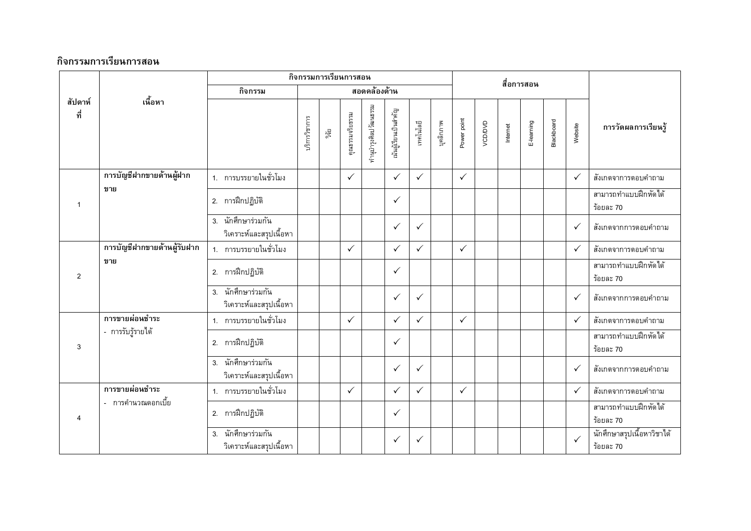## กิจกรรมการเรียนการสอน

| สัปดาห์ที่ | เนื้อหา | กิจกรรมการเรียนการสอน | | | | | | | | | สื่อการสอน | | | | | | | การวัดผลการเรียนรู้ |
|---|---|---|---|---|---|---|---|---|---|---|---|---|---|---|---|---|---|---|
| | | กิจกรรม | สอดคล้องด้าน | | | | | | | | | | | | | | | |
| | | | บริการวิชาการ | วิจัย | คุณธรรมจริยธรรม | ทำนุบำรุงศิลปวัฒนธรรม | เน้นผู้เรียนเป็นสำคัญ | เทคโนโลยี | บุคลิกภาพ | Power point | VCD/DVD | Internet | E-learning | Blackboard | Website | |
| 1 | **การบัญชีฝากขายด้านผู้ฝากขาย** | 1. การบรรยายในชั่วโมง | | | ✓ | | ✓ | ✓ | | ✓ | | | | | ✓ | สังเกตจากการตอบคำถาม |
| | | 2. การฝึกปฏิบัติ | | | | | ✓ | | | | | | | | | สามารถทำแบบฝึกหัดได้ร้อยละ 70 |
| | | 3. นักศึกษาร่วมกันวิเคราะห์และสรุปเนื้อหา | | | | | ✓ | ✓ | | | | | | | ✓ | สังเกตจากการตอบคำถาม |
| 2 | **การบัญชีฝากขายด้านผู้รับฝากขาย** | 1. การบรรยายในชั่วโมง | | | ✓ | | ✓ | ✓ | | ✓ | | | | | ✓ | สังเกตจากการตอบคำถาม |
| | | 2. การฝึกปฏิบัติ | | | | | ✓ | | | | | | | | | สามารถทำแบบฝึกหัดได้ร้อยละ 70 |
| | | 3. นักศึกษาร่วมกันวิเคราะห์และสรุปเนื้อหา | | | | | ✓ | ✓ | | | | | | | ✓ | สังเกตจากการตอบคำถาม |
| 3 | **การขายผ่อนชำระ** - การรับรู้รายได้ | 1. การบรรยายในชั่วโมง | | | ✓ | | ✓ | ✓ | | ✓ | | | | | ✓ | สังเกตจากการตอบคำถาม |
| | | 2. การฝึกปฏิบัติ | | | | | ✓ | | | | | | | | | สามารถทำแบบฝึกหัดได้ร้อยละ 70 |
| | | 3. นักศึกษาร่วมกันวิเคราะห์และสรุปเนื้อหา | | | | | ✓ | ✓ | | | | | | | ✓ | สังเกตจากการตอบคำถาม |
| 4 | **การขายผ่อนชำระ** - การคำนวณดอกเบี้ย | 1. การบรรยายในชั่วโมง | | | ✓ | | ✓ | ✓ | | ✓ | | | | | ✓ | สังเกตจากการตอบคำถาม |
| | | 2. การฝึกปฏิบัติ | | | | | ✓ | | | | | | | | | สามารถทำแบบฝึกหัดได้ร้อยละ 70 |
| | | 3. นักศึกษาร่วมกันวิเคราะห์และสรุปเนื้อหา | | | | | ✓ | ✓ | | | | | | | ✓ | นักศึกษาสรุปเนื้อหาวิชาได้ร้อยละ 70 |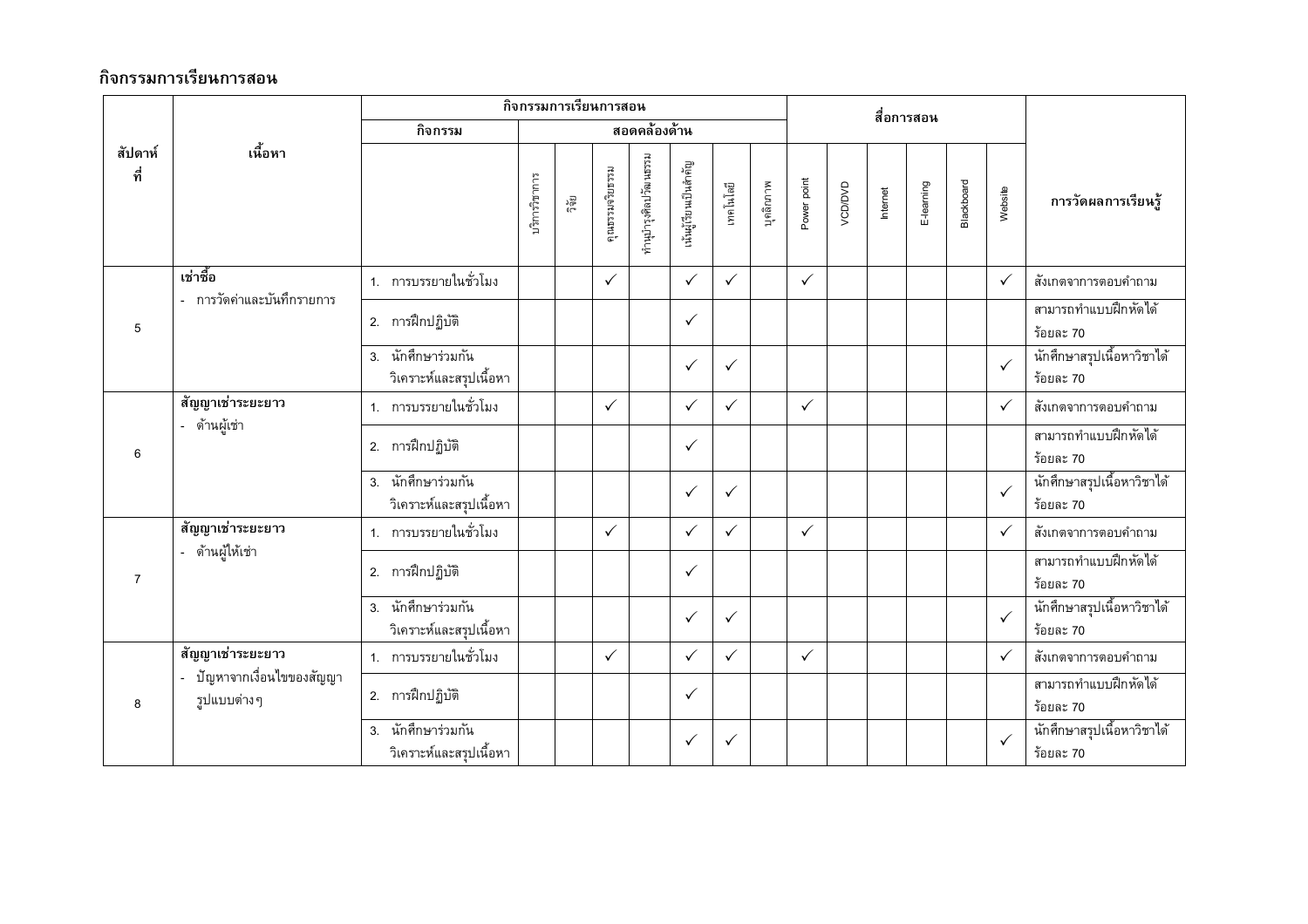## กิจกรรมการเรียนการสอน

| สัปดาห์ที่ | เนื้อหา | กิจกรรมการเรียนการสอน | | | | | | | | สื่อการสอน | | | | | | การวัดผลการเรียนรู้ |
|---|---|---|---|---|---|---|---|---|---|---|---|---|---|---|---|---|
| | | กิจกรรม | สอดคล้องด้าน | | | | | | | | | | | | | |
| | | | บริการวิชาการ | วิจัย | คุณธรรมจริยธรรม | ทำนุบำรุงศิลปวัฒนธรรม | เน้นผู้เรียนเป็นสำคัญ | เทคโนโลยี | บุคลิกภาพ | Power point | VCD/DVD | Internet | E-learning | Blackboard | Website | |
| 5 | **เช่าซื้อ** - การวัดค่าและบันทึกรายการ | 1. การบรรยายในชั่วโมง | | | ✓ | | ✓ | ✓ | | ✓ | | | | | ✓ | สังเกตจากการตอบคำถาม |
| | | 2. การฝึกปฏิบัติ | | | | | ✓ | | | | | | | | | สามารถทำแบบฝึกหัดได้ ร้อยละ 70 |
| | | 3. นักศึกษาร่วมกันวิเคราะห์และสรุปเนื้อหา | | | | | ✓ | ✓ | | | | | | | ✓ | นักศึกษาสรุปเนื้อหาวิชาได้ ร้อยละ 70 |
| 6 | **สัญญาเช่าระยะยาว** - ด้านผู้เช่า | 1. การบรรยายในชั่วโมง | | | ✓ | | ✓ | ✓ | | ✓ | | | | | ✓ | สังเกตจากการตอบคำถาม |
| | | 2. การฝึกปฏิบัติ | | | | | ✓ | | | | | | | | | สามารถทำแบบฝึกหัดได้ ร้อยละ 70 |
| | | 3. นักศึกษาร่วมกันวิเคราะห์และสรุปเนื้อหา | | | | | ✓ | ✓ | | | | | | | ✓ | นักศึกษาสรุปเนื้อหาวิชาได้ ร้อยละ 70 |
| 7 | **สัญญาเช่าระยะยาว** - ด้านผู้ให้เช่า | 1. การบรรยายในชั่วโมง | | | ✓ | | ✓ | ✓ | | ✓ | | | | | ✓ | สังเกตจากการตอบคำถาม |
| | | 2. การฝึกปฏิบัติ | | | | | ✓ | | | | | | | | | สามารถทำแบบฝึกหัดได้ ร้อยละ 70 |
| | | 3. นักศึกษาร่วมกันวิเคราะห์และสรุปเนื้อหา | | | | | ✓ | ✓ | | | | | | | ✓ | นักศึกษาสรุปเนื้อหาวิชาได้ ร้อยละ 70 |
| 8 | **สัญญาเช่าระยะยาว** - ปัญหาจากเงื่อนไขของสัญญารูปแบบต่างๆ | 1. การบรรยายในชั่วโมง | | | ✓ | | ✓ | ✓ | | ✓ | | | | | ✓ | สังเกตจากการตอบคำถาม |
| | | 2. การฝึกปฏิบัติ | | | | | ✓ | | | | | | | | | สามารถทำแบบฝึกหัดได้ ร้อยละ 70 |
| | | 3. นักศึกษาร่วมกันวิเคราะห์และสรุปเนื้อหา | | | | | ✓ | ✓ | | | | | | | ✓ | นักศึกษาสรุปเนื้อหาวิชาได้ ร้อยละ 70 |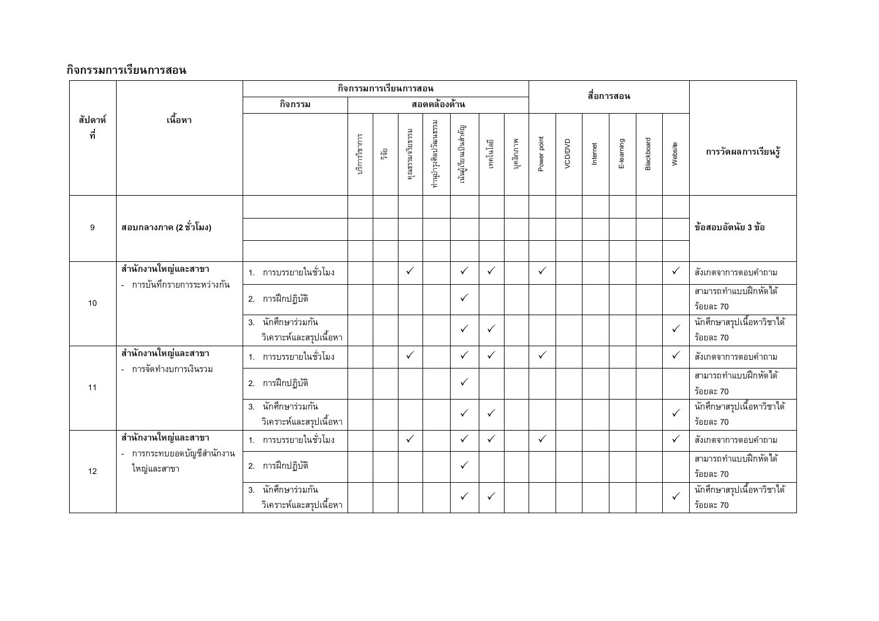## กิจกรรมการเรียนการสอน

| สัปดาห์ที่ | เนื้อหา | กิจกรรมการเรียนการสอน | | | | | | | | สื่อการสอน | | | | | | การวัดผลการเรียนรู้ |
|---|---|---|---|---|---|---|---|---|---|---|---|---|---|---|---|---|
| | | กิจกรรม | สอดคล้องด้าน | | | | | | | | | | | | | |
| | | | บริการวิชาการ | วิจัย | คุณธรรมจริยธรรม | ทำนุบำรุงศิลปวัฒนธรรม | เน้นผู้เรียนเป็นสำคัญ | เทคโนโลยี | บุคลิกภาพ | Power point | VCD/DVD | Internet | E-learning | Blackboard | Website | |
| 9 | สอบกลางภาค (2 ชั่วโมง) | | | | | | | | | | | | | | | ข้อสอบอัตนัย 3 ข้อ |
| 10 | **สำนักงานใหญ่และสาขา**<br>- การบันทึกรายการระหว่างกัน | 1. การบรรยายในชั่วโมง | | | ✓ | | ✓ | ✓ | | ✓ | | | | | ✓ | สังเกตจากการตอบคำถาม |
| | | 2. การฝึกปฏิบัติ | | | | | ✓ | | | | | | | | | สามารถทำแบบฝึกหัดได้ร้อยละ 70 |
| | | 3. นักศึกษาร่วมกันวิเคราะห์และสรุปเนื้อหา | | | | | ✓ | ✓ | | | | | | | ✓ | นักศึกษาสรุปเนื้อหาวิชาได้ร้อยละ 70 |
| 11 | **สำนักงานใหญ่และสาขา**<br>- การจัดทำงบการเงินรวม | 1. การบรรยายในชั่วโมง | | | ✓ | | ✓ | ✓ | | ✓ | | | | | ✓ | สังเกตจากการตอบคำถาม |
| | | 2. การฝึกปฏิบัติ | | | | | ✓ | | | | | | | | | สามารถทำแบบฝึกหัดได้ร้อยละ 70 |
| | | 3. นักศึกษาร่วมกันวิเคราะห์และสรุปเนื้อหา | | | | | ✓ | ✓ | | | | | | | ✓ | นักศึกษาสรุปเนื้อหาวิชาได้ร้อยละ 70 |
| 12 | **สำนักงานใหญ่และสาขา**<br>- การกระทบยอดบัญชีสำนักงานใหญ่และสาขา | 1. การบรรยายในชั่วโมง | | | ✓ | | ✓ | ✓ | | ✓ | | | | | ✓ | สังเกตจากการตอบคำถาม |
| | | 2. การฝึกปฏิบัติ | | | | | ✓ | | | | | | | | | สามารถทำแบบฝึกหัดได้ร้อยละ 70 |
| | | 3. นักศึกษาร่วมกันวิเคราะห์และสรุปเนื้อหา | | | | | ✓ | ✓ | | | | | | | ✓ | นักศึกษาสรุปเนื้อหาวิชาได้ร้อยละ 70 |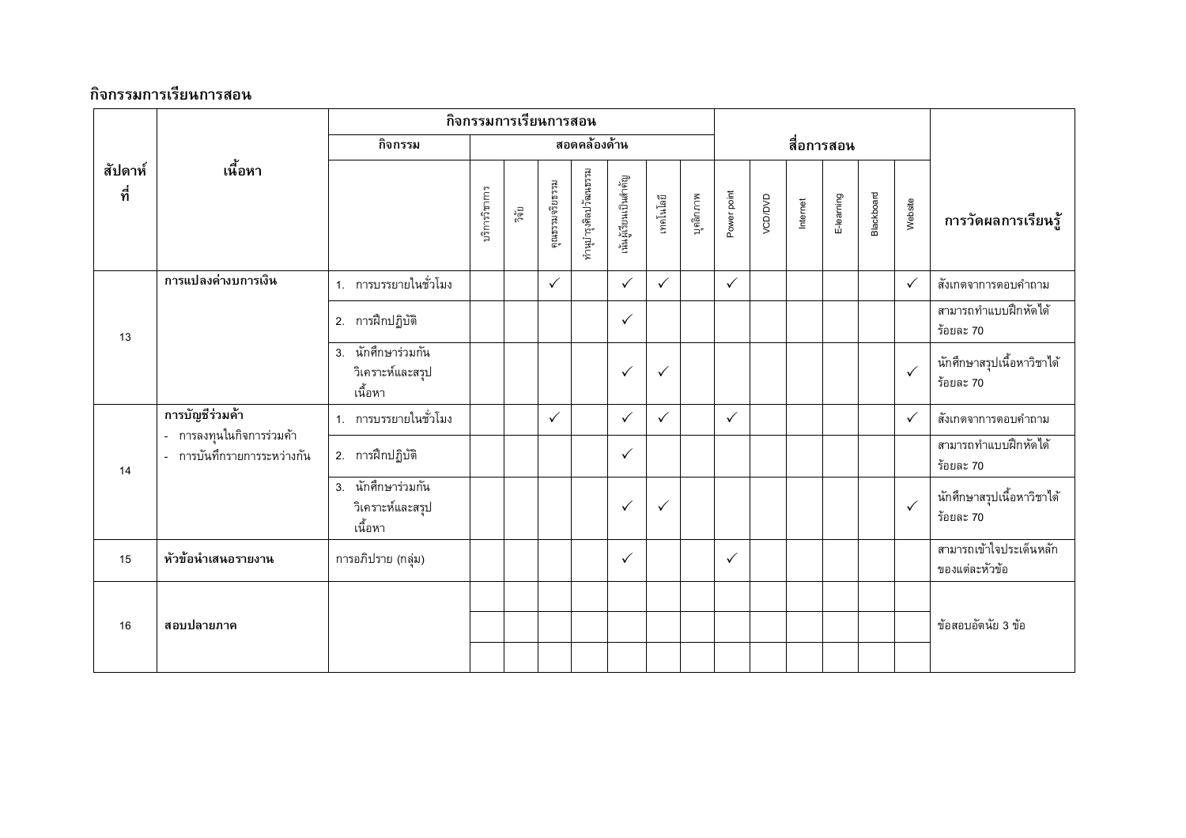## กิจกรรมการเรียนการสอน

| สัปดาห์ที่ | เนื้อหา | กิจกรรมการเรียนการสอน | | | | | | | | สื่อการสอน | | | | | | การวัดผลการเรียนรู้ |
|---|---|---|---|---|---|---|---|---|---|---|---|---|---|---|---|---|
| | | กิจกรรม | สอดคล้องด้าน | | | | | | | | | | | | | |
| | | | บริการวิชาการ | วิจัย | คุณธรรมจริยธรรม | ทำนุบำรุงศิลปวัฒนธรรม | เน้นผู้เรียนเป็นสำคัญ | เทคโนโลยี | บุคลิกภาพ | Power point | VCD/DVD | Internet | E-learning | Blackboard | Website | |
| 13 | **การแปลงค่างบการเงิน** | 1. การบรรยายในชั่วโมง | | | ✓ | | ✓ | ✓ | | ✓ | | | | | ✓ | สังเกตจากการตอบคำถาม |
| | | 2. การฝึกปฏิบัติ | | | | | ✓ | | | | | | | | | สามารถทำแบบฝึกหัดได้ร้อยละ 70 |
| | | 3. นักศึกษาร่วมกันวิเคราะห์และสรุปเนื้อหา | | | | | ✓ | ✓ | | | | | | | ✓ | นักศึกษาสรุปเนื้อหาวิชาได้ร้อยละ 70 |
| 14 | **การบัญชีร่วมค้า**<br>- การลงทุนในกิจการร่วมค้า<br>- การบันทึกรายการระหว่างกัน | 1. การบรรยายในชั่วโมง | | | ✓ | | ✓ | ✓ | | ✓ | | | | | ✓ | สังเกตจากการตอบคำถาม |
| | | 2. การฝึกปฏิบัติ | | | | | ✓ | | | | | | | | | สามารถทำแบบฝึกหัดได้ร้อยละ 70 |
| | | 3. นักศึกษาร่วมกันวิเคราะห์และสรุปเนื้อหา | | | | | ✓ | ✓ | | | | | | | ✓ | นักศึกษาสรุปเนื้อหาวิชาได้ร้อยละ 70 |
| 15 | **หัวข้อนำเสนอรายงาน** | การอภิปราย (กลุ่ม) | | | | | ✓ | | | ✓ | | | | | | สามารถเข้าใจประเด็นหลักของแต่ละหัวข้อ |
| 16 | **สอบปลายภาค** | | | | | | | | | | | | | | | ข้อสอบอัตนัย 3 ข้อ |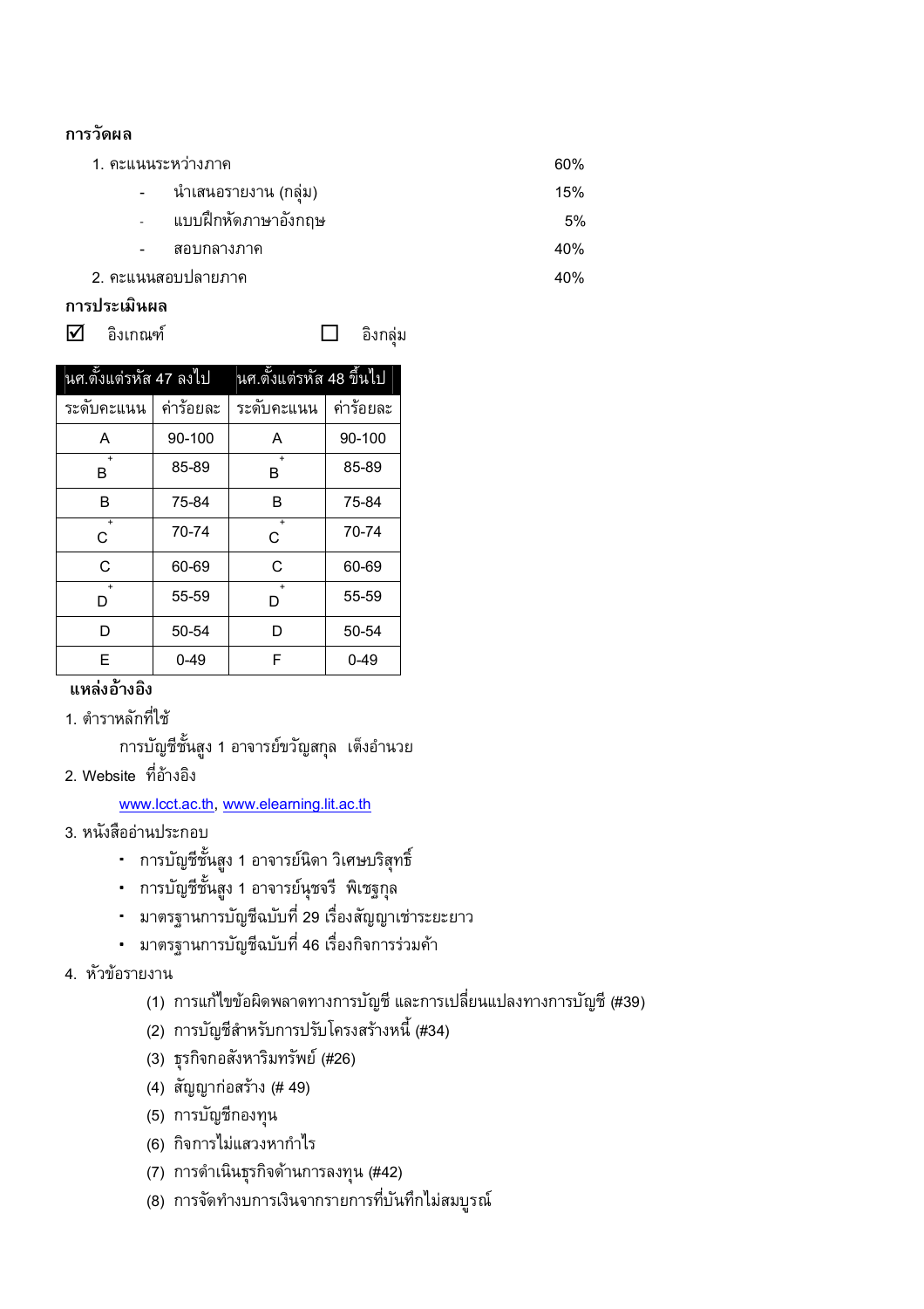**การวัดผล**

1. คะแนนระหว่างภาค 60%
   - นำเสนอรายงาน (กลุ่ม) 15%
   - แบบฝึกหัดภาษาอังกฤษ 5%
   - สอบกลางภาค 40%
2. คะแนนสอบปลายภาค 40%

**การประเมินผล**

☑ อิงเกณฑ์ ☐ อิงกลุ่ม

| นศ.ตั้งแต่รหัส 47 ลงไป | | นศ.ตั้งแต่รหัส 48 ขึ้นไป | |
|---|---|---|---|
| ระดับคะแนน | ค่าร้อยละ | ระดับคะแนน | ค่าร้อยละ |
| A | 90-100 | A | 90-100 |
| B+ | 85-89 | B+ | 85-89 |
| B | 75-84 | B | 75-84 |
| C+ | 70-74 | C+ | 70-74 |
| C | 60-69 | C | 60-69 |
| D+ | 55-59 | D+ | 55-59 |
| D | 50-54 | D | 50-54 |
| E | 0-49 | F | 0-49 |

**แหล่งอ้างอิง**

1. ตำราหลักที่ใช้

   การบัญชีชั้นสูง 1 อาจารย์ขวัญสกุล เต็งอำนวย

2. Website ที่อ้างอิง

   www.lcct.ac.th, www.elearning.lit.ac.th

3. หนังสืออ่านประกอบ
   - การบัญชีชั้นสูง 1 อาจารย์นิดา วิเศษบริสุทธิ์
   - การบัญชีชั้นสูง 1 อาจารย์นุชจรี พิเชฐกุล
   - มาตรฐานการบัญชีฉบับที่ 29 เรื่องสัญญาเช่าระยะยาว
   - มาตรฐานการบัญชีฉบับที่ 46 เรื่องกิจการร่วมค้า

4. หัวข้อรายงาน

   (1) การแก้ไขข้อผิดพลาดทางการบัญชี และการเปลี่ยนแปลงทางการบัญชี (#39)

   (2) การบัญชีสำหรับการปรับโครงสร้างหนี้ (#34)

   (3) ธุรกิจอสังหาริมทรัพย์ (#26)

   (4) สัญญาก่อสร้าง (# 49)

   (5) การบัญชีกองทุน

   (6) กิจการไม่แสวงหากำไร

   (7) การดำเนินธุรกิจด้านการลงทุน (#42)

   (8) การจัดทำงบการเงินจากรายการที่บันทึกไม่สมบูรณ์